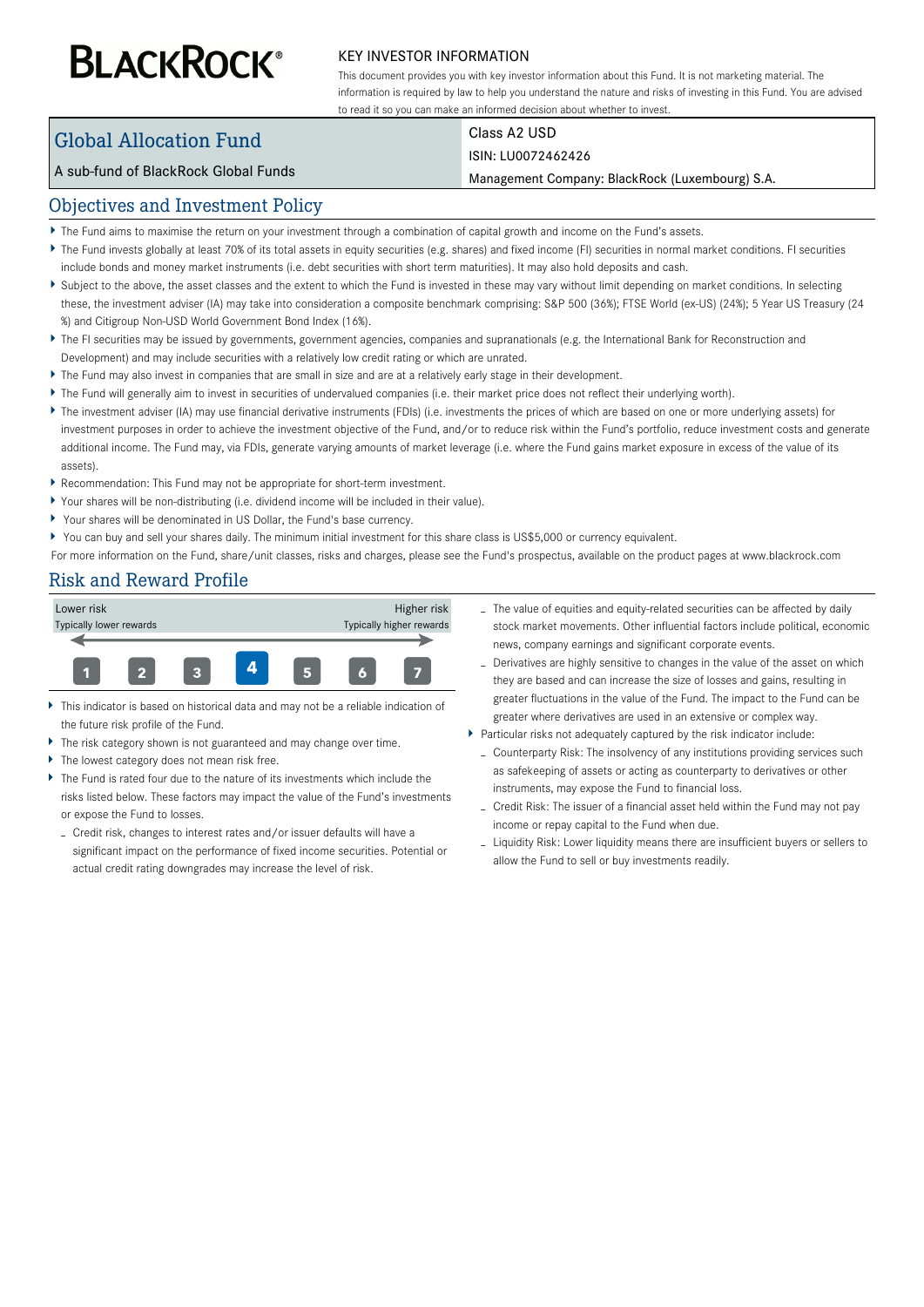BLACKROCK®

KEY INVESTOR INFORMATION

This document provides you with key investor information about this Fund. It is not marketing material. The information is required by law to help you understand the nature and risks of investing in this Fund. You are advised to read it so you can make an informed decision about whether to invest.

| Global Allocation Fund | Class A2 USD |
|---|---|
| A sub-fund of BlackRock Global Funds | ISIN: LU0072462426 |
| | Management Company: BlackRock (Luxembourg) S.A. |

## Objectives and Investment Policy

- The Fund aims to maximise the return on your investment through a combination of capital growth and income on the Fund's assets.
- The Fund invests globally at least 70% of its total assets in equity securities (e.g. shares) and fixed income (FI) securities in normal market conditions. FI securities include bonds and money market instruments (i.e. debt securities with short term maturities). It may also hold deposits and cash.
- Subject to the above, the asset classes and the extent to which the Fund is invested in these may vary without limit depending on market conditions. In selecting these, the investment adviser (IA) may take into consideration a composite benchmark comprising: S&P 500 (36%); FTSE World (ex-US) (24%); 5 Year US Treasury (24 %) and Citigroup Non-USD World Government Bond Index (16%).
- The FI securities may be issued by governments, government agencies, companies and supranationals (e.g. the International Bank for Reconstruction and Development) and may include securities with a relatively low credit rating or which are unrated.
- The Fund may also invest in companies that are small in size and are at a relatively early stage in their development.
- The Fund will generally aim to invest in securities of undervalued companies (i.e. their market price does not reflect their underlying worth).
- The investment adviser (IA) may use financial derivative instruments (FDIs) (i.e. investments the prices of which are based on one or more underlying assets) for investment purposes in order to achieve the investment objective of the Fund, and/or to reduce risk within the Fund's portfolio, reduce investment costs and generate additional income. The Fund may, via FDIs, generate varying amounts of market leverage (i.e. where the Fund gains market exposure in excess of the value of its assets).
- Recommendation: This Fund may not be appropriate for short-term investment.
- Your shares will be non-distributing (i.e. dividend income will be included in their value).
- Your shares will be denominated in US Dollar, the Fund's base currency.
- You can buy and sell your shares daily. The minimum initial investment for this share class is US$5,000 or currency equivalent.

For more information on the Fund, share/unit classes, risks and charges, please see the Fund's prospectus, available on the product pages at www.blackrock.com

## Risk and Reward Profile

| Lower risk | | | | | | Higher risk |
|---|---|---|---|---|---|---|
| Typically lower rewards | | | | | | Typically higher rewards |
| 1 | 2 | 3 | **4** | 5 | 6 | 7 |

- This indicator is based on historical data and may not be a reliable indication of the future risk profile of the Fund.
- The risk category shown is not guaranteed and may change over time.
- The lowest category does not mean risk free.
- The Fund is rated four due to the nature of its investments which include the risks listed below. These factors may impact the value of the Fund's investments or expose the Fund to losses.
  - Credit risk, changes to interest rates and/or issuer defaults will have a significant impact on the performance of fixed income securities. Potential or actual credit rating downgrades may increase the level of risk.
  - The value of equities and equity-related securities can be affected by daily stock market movements. Other influential factors include political, economic news, company earnings and significant corporate events.
  - Derivatives are highly sensitive to changes in the value of the asset on which they are based and can increase the size of losses and gains, resulting in greater fluctuations in the value of the Fund. The impact to the Fund can be greater where derivatives are used in an extensive or complex way.
- Particular risks not adequately captured by the risk indicator include:
  - Counterparty Risk: The insolvency of any institutions providing services such as safekeeping of assets or acting as counterparty to derivatives or other instruments, may expose the Fund to financial loss.
  - Credit Risk: The issuer of a financial asset held within the Fund may not pay income or repay capital to the Fund when due.
  - Liquidity Risk: Lower liquidity means there are insufficient buyers or sellers to allow the Fund to sell or buy investments readily.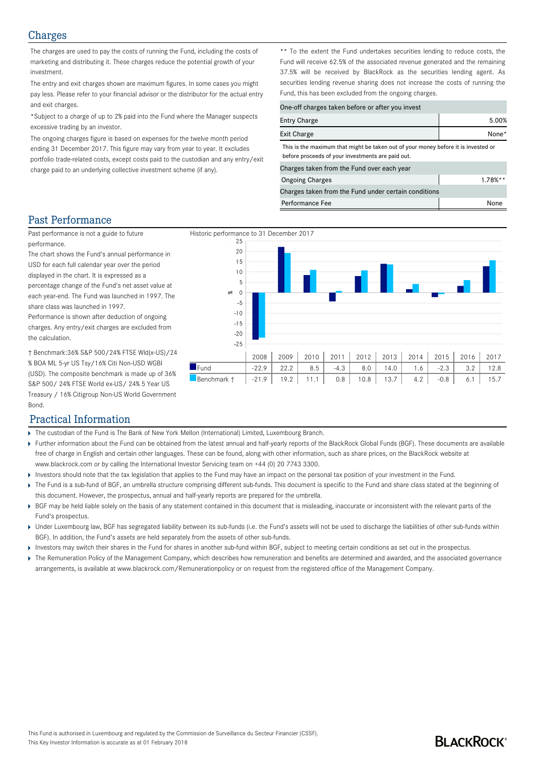## Charges

The charges are used to pay the costs of running the Fund, including the costs of marketing and distributing it. These charges reduce the potential growth of your investment.

The entry and exit charges shown are maximum figures. In some cases you might pay less. Please refer to your financial advisor or the distributor for the actual entry and exit charges.

*Subject to a charge of up to 2% paid into the Fund where the Manager suspects excessive trading by an investor.

The ongoing charges figure is based on expenses for the twelve month period ending 31 December 2017. This figure may vary from year to year. It excludes portfolio trade-related costs, except costs paid to the custodian and any entry/exit charge paid to an underlying collective investment scheme (if any).

** To the extent the Fund undertakes securities lending to reduce costs, the Fund will receive 62.5% of the associated revenue generated and the remaining 37.5% will be received by BlackRock as the securities lending agent. As securities lending revenue sharing does not increase the costs of running the Fund, this has been excluded from the ongoing charges.

| One-off charges taken before or after you invest | |
|---|---|
| Entry Charge | 5.00% |
| Exit Charge | None* |
| This is the maximum that might be taken out of your money before it is invested or before proceeds of your investments are paid out. | |
| **Charges taken from the Fund over each year** | |
| Ongoing Charges | 1.78%** |
| **Charges taken from the Fund under certain conditions** | |
| Performance Fee | None |

## Past Performance

Past performance is not a guide to future performance.

The chart shows the Fund's annual performance in USD for each full calendar year over the period displayed in the chart. It is expressed as a percentage change of the Fund's net asset value at each year-end. The Fund was launched in 1997. The share class was launched in 1997.

Performance is shown after deduction of ongoing charges. Any entry/exit charges are excluded from the calculation.

† Benchmark:36% S&P 500/24% FTSE Wld(x-US)/24 % BOA ML 5-yr US Tsy/16% Citi Non-USD WGBI (USD). The composite benchmark is made up of 36% S&P 500/ 24% FTSE World ex-US/ 24% 5 Year US Treasury / 16% Citigroup Non-US World Government Bond.

Historic performance to 31 December 2017

%

25
20
15
10
5
0
-5
-10
-15
-20
-25

| | 2008 | 2009 | 2010 | 2011 | 2012 | 2013 | 2014 | 2015 | 2016 | 2017 |
|---|---|---|---|---|---|---|---|---|---|---|
| Fund | -22.9 | 22.2 | 8.5 | -4.3 | 8.0 | 14.0 | 1.6 | -2.3 | 3.2 | 12.8 |
| Benchmark † | -21.9 | 19.2 | 11.1 | 0.8 | 10.8 | 13.7 | 4.2 | -0.8 | 6.1 | 15.7 |

## Practical Information

- The custodian of the Fund is The Bank of New York Mellon (International) Limited, Luxembourg Branch.
- Further information about the Fund can be obtained from the latest annual and half-yearly reports of the BlackRock Global Funds (BGF). These documents are available free of charge in English and certain other languages. These can be found, along with other information, such as share prices, on the BlackRock website at www.blackrock.com or by calling the International Investor Servicing team on +44 (0) 20 7743 3300.
- Investors should note that the tax legislation that applies to the Fund may have an impact on the personal tax position of your investment in the Fund.
- The Fund is a sub-fund of BGF, an umbrella structure comprising different sub-funds. This document is specific to the Fund and share class stated at the beginning of this document. However, the prospectus, annual and half-yearly reports are prepared for the umbrella.
- BGF may be held liable solely on the basis of any statement contained in this document that is misleading, inaccurate or inconsistent with the relevant parts of the Fund's prospectus.
- Under Luxembourg law, BGF has segregated liability between its sub-funds (i.e. the Fund's assets will not be used to discharge the liabilities of other sub-funds within BGF). In addition, the Fund's assets are held separately from the assets of other sub-funds.
- Investors may switch their shares in the Fund for shares in another sub-fund within BGF, subject to meeting certain conditions as set out in the prospectus.
- The Remuneration Policy of the Management Company, which describes how remuneration and benefits are determined and awarded, and the associated governance arrangements, is available at www.blackrock.com/Remunerationpolicy or on request from the registered office of the Management Company.

This Fund is authorised in Luxembourg and regulated by the Commission de Surveillance du Secteur Financier (CSSF).
This Key Investor Information is accurate as at 01 February 2018

BLACKROCK®